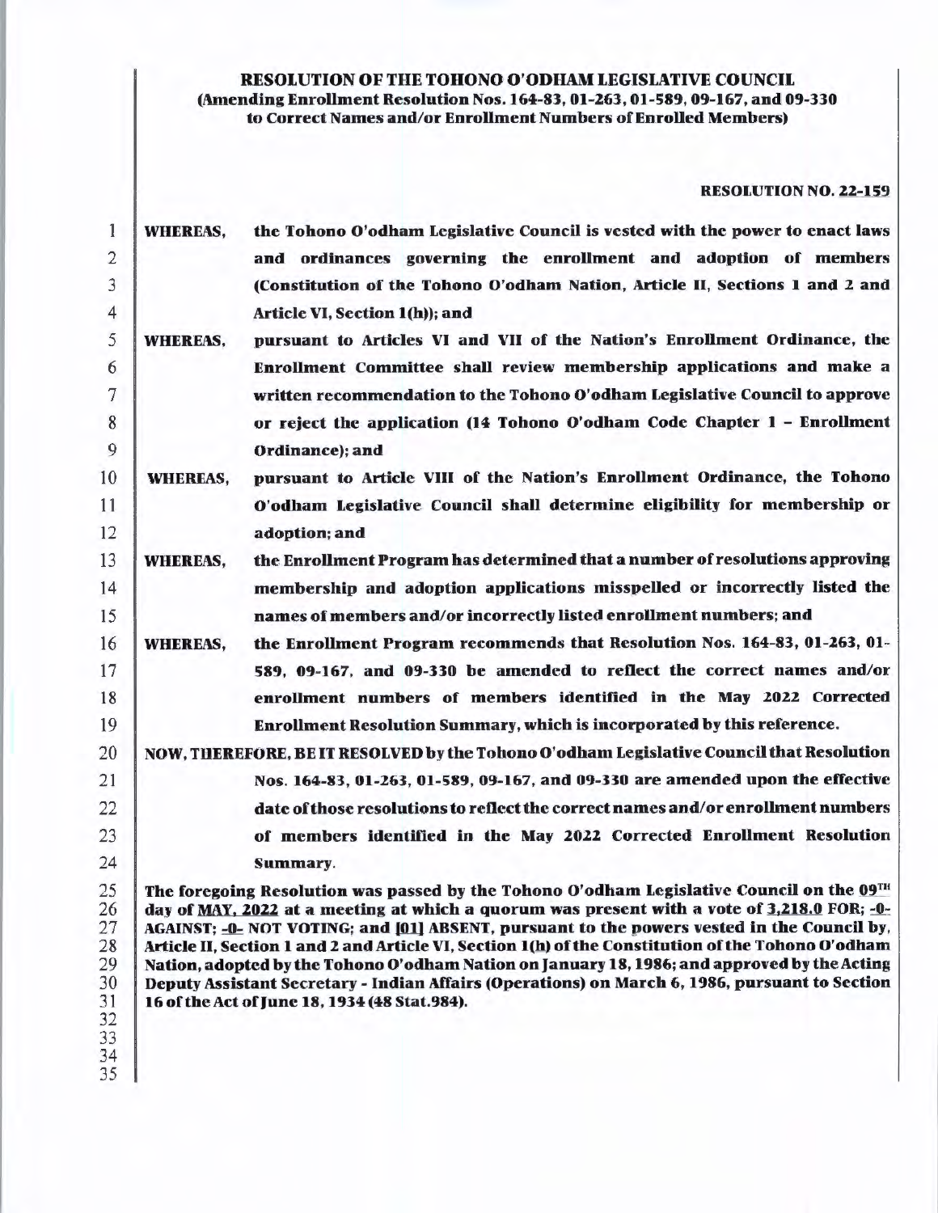**RESOLUTION OF THE TOHONO O'ODHAM LEGISLATIVE COUNCIL**
**(Amending Enrollment Resolution Nos. 164-83, 01-263, 01-589, 09-167, and 09-330 to Correct Names and/or Enrollment Numbers of Enrolled Members)**

**RESOLUTION NO. 22-159**

**WHEREAS,** the Tohono O'odham Legislative Council is vested with the power to enact laws and ordinances governing the enrollment and adoption of members (Constitution of the Tohono O'odham Nation, Article II, Sections 1 and 2 and Article VI, Section 1(h)); and

**WHEREAS,** pursuant to Articles VI and VII of the Nation's Enrollment Ordinance, the Enrollment Committee shall review membership applications and make a written recommendation to the Tohono O'odham Legislative Council to approve or reject the application (14 Tohono O'odham Code Chapter 1 – Enrollment Ordinance); and

**WHEREAS,** pursuant to Article VIII of the Nation's Enrollment Ordinance, the Tohono O'odham Legislative Council shall determine eligibility for membership or adoption; and

**WHEREAS,** the Enrollment Program has determined that a number of resolutions approving membership and adoption applications misspelled or incorrectly listed the names of members and/or incorrectly listed enrollment numbers; and

**WHEREAS,** the Enrollment Program recommends that Resolution Nos. 164-83, 01-263, 01-589, 09-167, and 09-330 be amended to reflect the correct names and/or enrollment numbers of members identified in the May 2022 Corrected Enrollment Resolution Summary, which is incorporated by this reference.

**NOW, THEREFORE, BE IT RESOLVED** by the Tohono O'odham Legislative Council that Resolution Nos. 164-83, 01-263, 01-589, 09-167, and 09-330 are amended upon the effective date of those resolutions to reflect the correct names and/or enrollment numbers of members identified in the May 2022 Corrected Enrollment Resolution Summary.

**The foregoing Resolution was passed by the Tohono O'odham Legislative Council on the 09TH day of MAY, 2022 at a meeting at which a quorum was present with a vote of 3,218.0 FOR; -0- AGAINST; -0- NOT VOTING; and [01] ABSENT, pursuant to the powers vested in the Council by, Article II, Section 1 and 2 and Article VI, Section 1(h) of the Constitution of the Tohono O'odham Nation, adopted by the Tohono O'odham Nation on January 18, 1986; and approved by the Acting Deputy Assistant Secretary - Indian Affairs (Operations) on March 6, 1986, pursuant to Section 16 of the Act of June 18, 1934 (48 Stat.984).**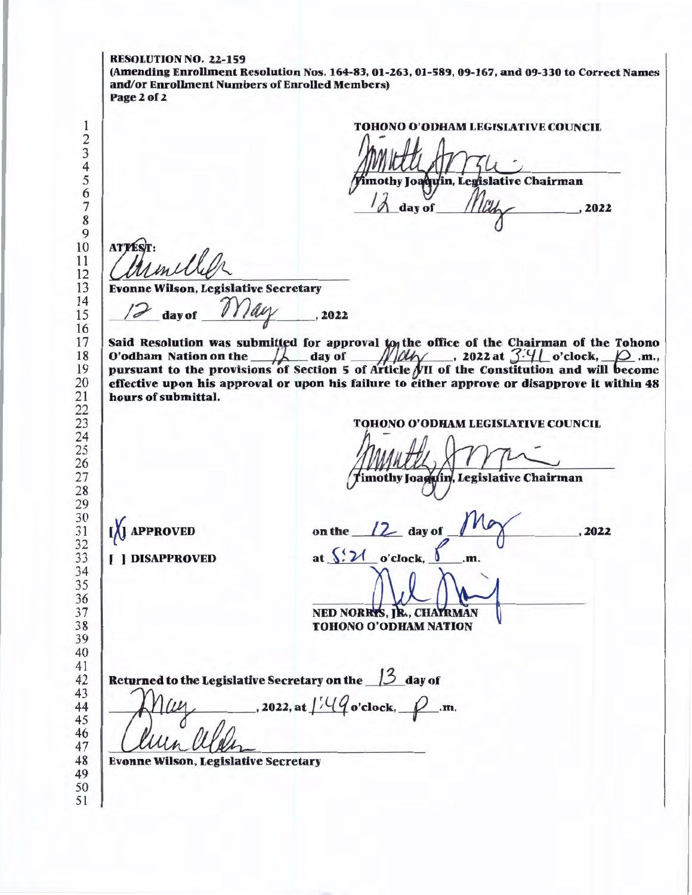**RESOLUTION NO. 22-159**
**(Amending Enrollment Resolution Nos. 164-83, 01-263, 01-589, 09-167, and 09-330 to Correct Names and/or Enrollment Numbers of Enrolled Members)**

**TOHONO O'ODHAM LEGISLATIVE COUNCIL**

Timothy Joaquin, Legislative Chairman

12 day of May, 2022

ATTEST:

Evonne Wilson, Legislative Secretary

12 day of May, 2022

**Said Resolution was submitted for approval to the office of the Chairman of the Tohono O'odham Nation on the 12 day of May, 2022 at 3:41 o'clock, p.m., pursuant to the provisions of Section 5 of Article VII of the Constitution and will become effective upon his approval or upon his failure to either approve or disapprove it within 48 hours of submittal.**

**TOHONO O'ODHAM LEGISLATIVE COUNCIL**

Timothy Joaquin, Legislative Chairman

[X] APPROVED

[ ] DISAPPROVED

on the 12 day of May, 2022

at 5:21 o'clock, p.m.

NED NORRIS, JR., CHAIRMAN
TOHONO O'ODHAM NATION

Returned to the Legislative Secretary on the 13 day of May, 2022, at 1:49 o'clock, p.m.

Evonne Wilson, Legislative Secretary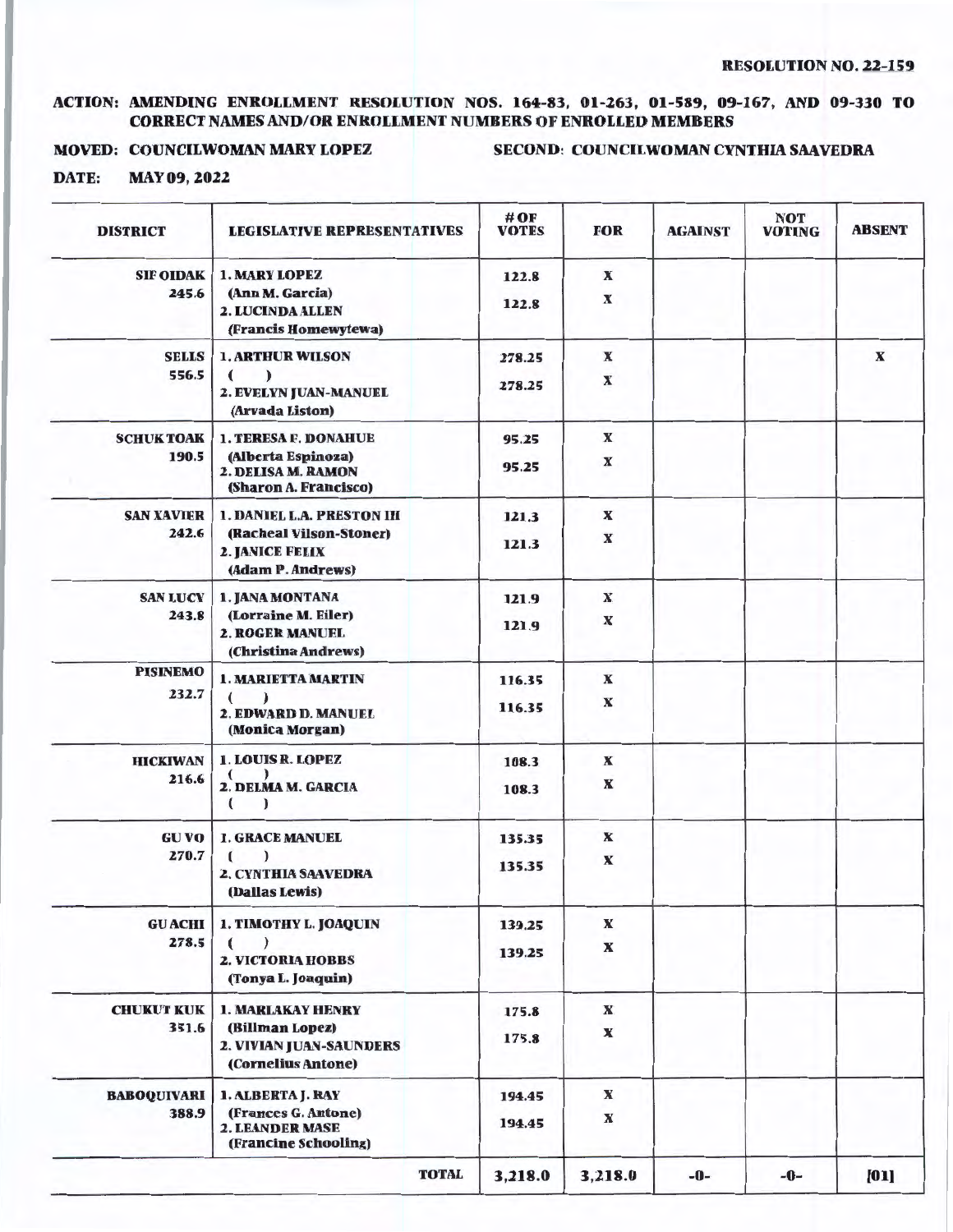**RESOLUTION NO. 22-159**

**ACTION: AMENDING ENROLLMENT RESOLUTION NOS. 164-83, 01-263, 01-589, 09-167, AND 09-330 TO CORRECT NAMES AND/OR ENROLLMENT NUMBERS OF ENROLLED MEMBERS**

**MOVED: COUNCILWOMAN MARY LOPEZ** **SECOND: COUNCILWOMAN CYNTHIA SAAVEDRA**

**DATE: MAY 09, 2022**

| DISTRICT | LEGISLATIVE REPRESENTATIVES | # OF VOTES | FOR | AGAINST | NOT VOTING | ABSENT |
|---|---|---|---|---|---|---|
| SIF OIDAK<br>245.6 | 1. MARY LOPEZ<br>(Ann M. Garcia)<br>2. LUCINDA ALLEN<br>(Francis Homewytewa) | 122.8<br>122.8 | X<br>X | | | |
| SELLS<br>556.5 | 1. ARTHUR WILSON<br>( )<br>2. EVELYN JUAN-MANUEL<br>(Arvada Liston) | 278.25<br>278.25 | X<br>X | | | X |
| SCHUK TOAK<br>190.5 | 1. TERESA F. DONAHUE<br>(Alberta Espinoza)<br>2. DELISA M. RAMON<br>(Sharon A. Francisco) | 95.25<br>95.25 | X<br>X | | | |
| SAN XAVIER<br>242.6 | 1. DANIEL L.A. PRESTON III<br>(Racheal Vilson-Stoner)<br>2. JANICE FELIX<br>(Adam P. Andrews) | 121.3<br>121.3 | X<br>X | | | |
| SAN LUCY<br>243.8 | 1. JANA MONTANA<br>(Lorraine M. Eiler)<br>2. ROGER MANUEL<br>(Christina Andrews) | 121.9<br>121.9 | X<br>X | | | |
| PISINEMO<br>232.7 | 1. MARIETTA MARTIN<br>( )<br>2. EDWARD D. MANUEL<br>(Monica Morgan) | 116.35<br>116.35 | X<br>X | | | |
| HICKIWAN<br>216.6 | 1. LOUIS R. LOPEZ<br>( )<br>2. DELMA M. GARCIA<br>( ) | 108.3<br>108.3 | X<br>X | | | |
| GU VO<br>270.7 | 1. GRACE MANUEL<br>( )<br>2. CYNTHIA SAAVEDRA<br>(Dallas Lewis) | 135.35<br>135.35 | X<br>X | | | |
| GU ACHI<br>278.5 | 1. TIMOTHY L. JOAQUIN<br>( )<br>2. VICTORIA HOBBS<br>(Tonya L. Joaquin) | 139.25<br>139.25 | X<br>X | | | |
| CHUKUT KUK<br>351.6 | 1. MARLAKAY HENRY<br>(Billman Lopez)<br>2. VIVIAN JUAN-SAUNDERS<br>(Cornelius Antone) | 175.8<br>175.8 | X<br>X | | | |
| BABOQUIVARI<br>388.9 | 1. ALBERTA J. RAY<br>(Frances G. Antone)<br>2. LEANDER MASE<br>(Francine Schooling) | 194.45<br>194.45 | X<br>X | | | |
| | TOTAL | 3,218.0 | 3,218.0 | -0- | -0- | [01] |